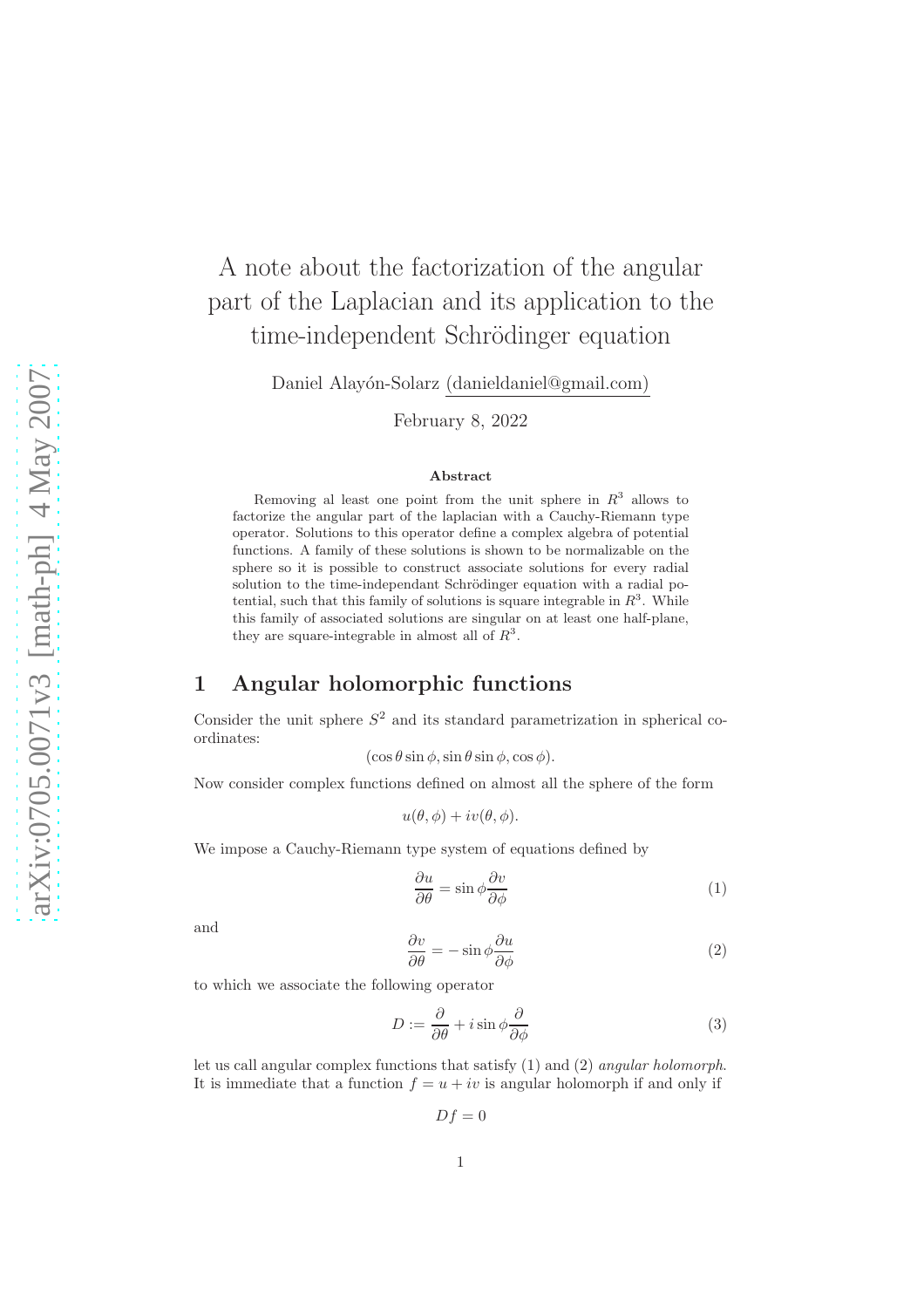# A note about the factorization of the angular part of the Laplacian and its application to the time-independent Schrödinger equation

Daniel Alayón-Solarz (danieldaniel@gmail.com)

February 8, 2022

### Abstract

Removing al least one point from the unit sphere in $R^3$ allows to factorize the angular part of the laplacian with a Cauchy-Riemann type operator. Solutions to this operator define a complex algebra of potential functions. A family of these solutions is shown to be normalizable on the sphere so it is possible to construct associate solutions for every radial solution to the time-independant Schrödinger equation with a radial potential, such that this family of solutions is square integrable in $R^3$. While this family of associated solutions are singular on at least one half-plane, they are square-integrable in almost all of $R^3$.

## 1 Angular holomorphic functions

Consider the unit sphere $S^2$ and its standard parametrization in spherical coordinates:

$$(\cos\theta\sin\phi, \sin\theta\sin\phi, \cos\phi).$$

Now consider complex functions defined on almost all the sphere of the form

$$u(\theta,\phi) + iv(\theta,\phi).$$

We impose a Cauchy-Riemann type system of equations defined by

$$\frac{\partial u}{\partial \theta} = \sin\phi \frac{\partial v}{\partial \phi} \tag{1}$$

and

$$\frac{\partial v}{\partial \theta} = -\sin\phi \frac{\partial u}{\partial \phi} \tag{2}$$

to which we associate the following operator

$$D := \frac{\partial}{\partial \theta} + i\sin\phi \frac{\partial}{\partial \phi} \tag{3}$$

let us call angular complex functions that satisfy (1) and (2) *angular holomorph*. It is immediate that a function $f = u + iv$ is angular holomorph if and only if

$$Df = 0$$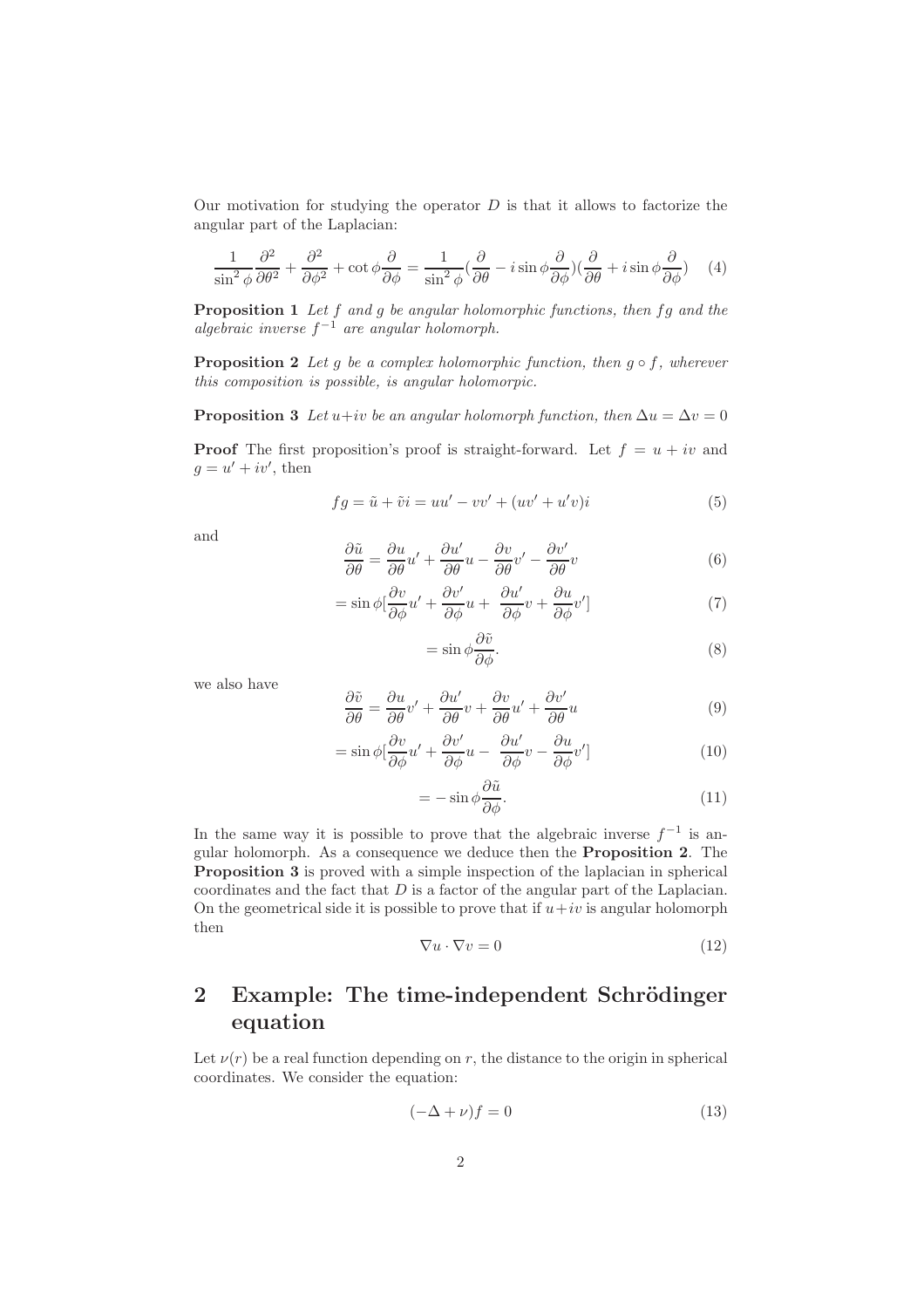Our motivation for studying the operator $D$ is that it allows to factorize the angular part of the Laplacian:

$$\frac{1}{\sin^2\phi}\frac{\partial^2}{\partial\theta^2}+\frac{\partial^2}{\partial\phi^2}+\cot\phi\frac{\partial}{\partial\phi}=\frac{1}{\sin^2\phi}(\frac{\partial}{\partial\theta}-i\sin\phi\frac{\partial}{\partial\phi})(\frac{\partial}{\partial\theta}+i\sin\phi\frac{\partial}{\partial\phi}) \quad (4)$$

**Proposition 1** *Let $f$ and $g$ be angular holomorphic functions, then $fg$ and the algebraic inverse $f^{-1}$ are angular holomorph.*

**Proposition 2** *Let $g$ be a complex holomorphic function, then $g\circ f$, wherever this composition is possible, is angular holomorpic.*

**Proposition 3** *Let $u+iv$ be an angular holomorph function, then $\Delta u = \Delta v = 0$*

**Proof** The first proposition's proof is straight-forward. Let $f = u + iv$ and $g = u' + iv'$, then

$$fg = \tilde{u} + \tilde{v}i = uu' - vv' + (uv' + u'v)i \quad (5)$$

and

$$\frac{\partial\tilde{u}}{\partial\theta} = \frac{\partial u}{\partial\theta}u' + \frac{\partial u'}{\partial\theta}u - \frac{\partial v}{\partial\theta}v' - \frac{\partial v'}{\partial\theta}v \quad (6)$$

$$= \sin\phi[\frac{\partial v}{\partial\phi}u' + \frac{\partial v'}{\partial\phi}u + \frac{\partial u'}{\partial\phi}v + \frac{\partial u}{\partial\phi}v'] \quad (7)$$

$$= \sin\phi\frac{\partial\tilde{v}}{\partial\phi}. \quad (8)$$

we also have

$$\frac{\partial\tilde{v}}{\partial\theta} = \frac{\partial u}{\partial\theta}v' + \frac{\partial u'}{\partial\theta}v + \frac{\partial v}{\partial\theta}u' + \frac{\partial v'}{\partial\theta}u \quad (9)$$

$$= \sin\phi[\frac{\partial v}{\partial\phi}u' + \frac{\partial v'}{\partial\phi}u - \frac{\partial u'}{\partial\phi}v - \frac{\partial u}{\partial\phi}v'] \quad (10)$$

$$= -\sin\phi\frac{\partial\tilde{u}}{\partial\phi}. \quad (11)$$

In the same way it is possible to prove that the algebraic inverse $f^{-1}$ is angular holomorph. As a consequence we deduce then the **Proposition 2**. The **Proposition 3** is proved with a simple inspection of the laplacian in spherical coordinates and the fact that $D$ is a factor of the angular part of the Laplacian. On the geometrical side it is possible to prove that if $u+iv$ is angular holomorph then

$$\nabla u \cdot \nabla v = 0 \quad (12)$$

## 2 Example: The time-independent Schrödinger equation

Let $\nu(r)$ be a real function depending on $r$, the distance to the origin in spherical coordinates. We consider the equation:

$$(-\Delta + \nu)f = 0 \quad (13)$$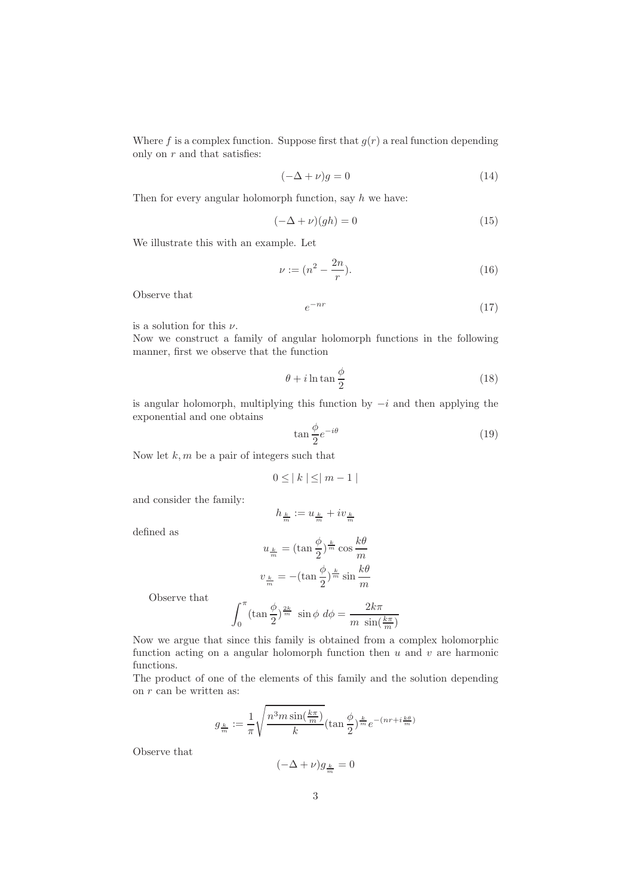Where $f$ is a complex function. Suppose first that $g(r)$ a real function depending only on $r$ and that satisfies:

$$(-\Delta + \nu)g = 0 \tag{14}$$

Then for every angular holomorph function, say $h$ we have:

$$(-\Delta + \nu)(gh) = 0 \tag{15}$$

We illustrate this with an example. Let

$$\nu := (n^2 - \frac{2n}{r}). \tag{16}$$

Observe that

$$e^{-nr} \tag{17}$$

is a solution for this $\nu$.

Now we construct a family of angular holomorph functions in the following manner, first we observe that the function

$$\theta + i \ln \tan \frac{\phi}{2} \tag{18}$$

is angular holomorph, multiplying this function by $-i$ and then applying the exponential and one obtains

$$\tan \frac{\phi}{2} e^{-i\theta} \tag{19}$$

Now let $k, m$ be a pair of integers such that

$$0 \leq \mid k \mid \leq \mid m - 1 \mid$$

and consider the family:

$$h_{\frac{k}{m}} := u_{\frac{k}{m}} + i v_{\frac{k}{m}}$$

defined as

$$u_{\frac{k}{m}} = (\tan \frac{\phi}{2})^{\frac{k}{m}} \cos \frac{k\theta}{m}$$

$$v_{\frac{k}{m}} = -(\tan \frac{\phi}{2})^{\frac{k}{m}} \sin \frac{k\theta}{m}$$

Observe that

$$\int_0^\pi (\tan \frac{\phi}{2})^{\frac{2k}{m}} \ \sin\phi \ d\phi = \frac{2k\pi}{m \ \sin(\frac{k\pi}{m})}$$

Now we argue that since this family is obtained from a complex holomorphic function acting on a angular holomorph function then $u$ and $v$ are harmonic functions.

The product of one of the elements of this family and the solution depending on $r$ can be written as:

$$g_{\frac{k}{m}} := \frac{1}{\pi} \sqrt{\frac{n^3 m \sin(\frac{k\pi}{m})}{k}} (\tan \frac{\phi}{2})^{\frac{k}{m}} e^{-(nr + i\frac{k\theta}{m})}$$

Observe that

$$(-\Delta + \nu) g_{\frac{k}{m}} = 0$$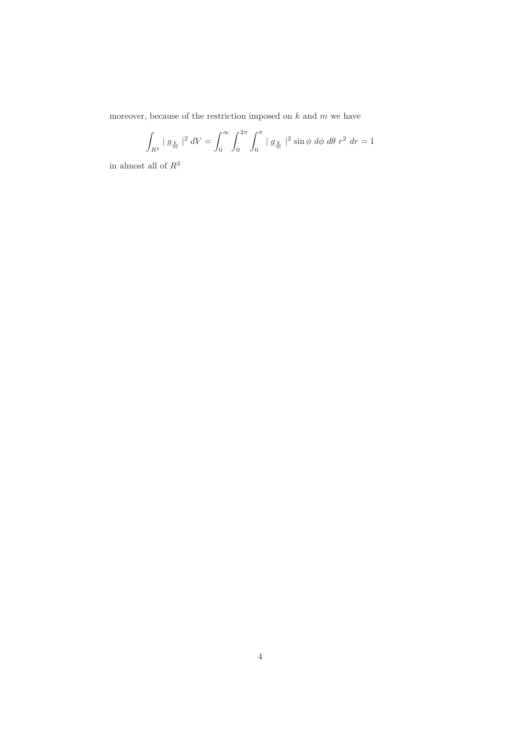moreover, because of the restriction imposed on $k$ and $m$ we have

$$\int_{R^3} \mid g_{\frac{k}{m}} \mid^2 \, dV = \int_0^{\infty} \int_0^{2\pi} \int_0^{\pi} \mid g_{\frac{k}{m}} \mid^2 \sin\phi \; d\phi \; d\theta \; r^2 \; dr = 1$$

in almost all of $R^3$